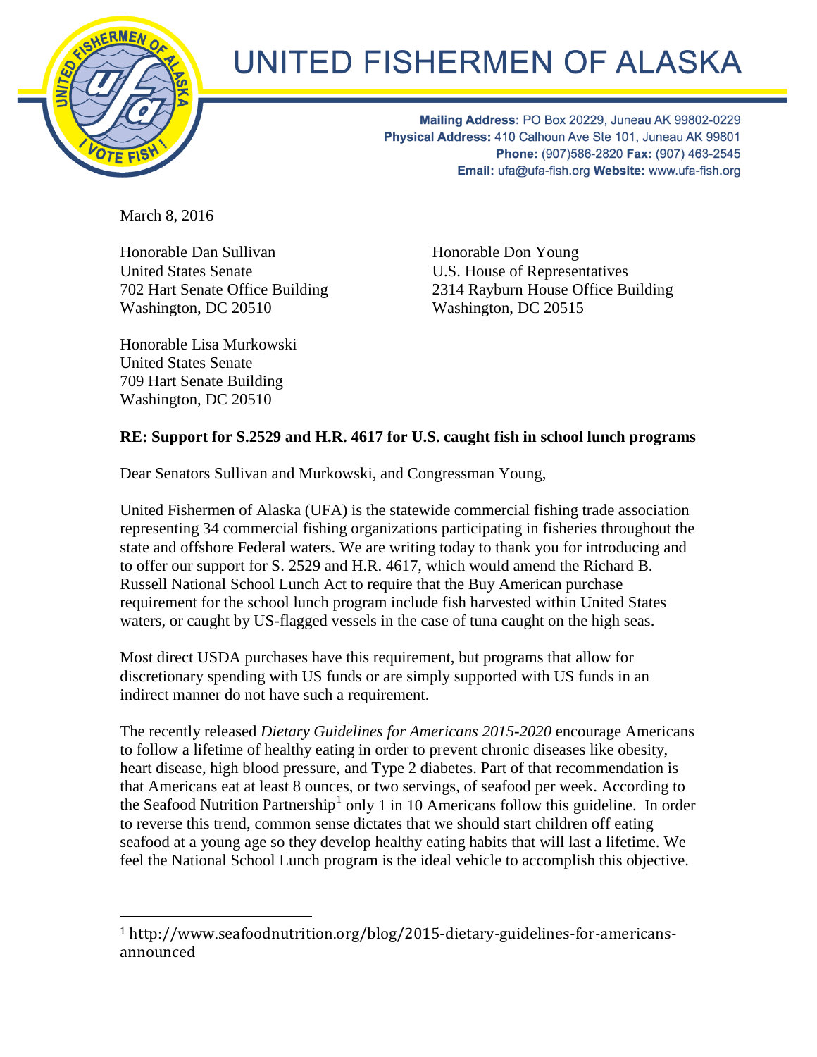# UNITED FISHERMEN OF ALASKA

**Mailing Address:** PO Box 20229, Juneau AK 99802-0229
**Physical Address:** 410 Calhoun Ave Ste 101, Juneau AK 99801
**Phone:** (907)586-2820 **Fax:** (907) 463-2545
**Email:** ufa@ufa-fish.org **Website:** www.ufa-fish.org

March 8, 2016

Honorable Dan Sullivan
United States Senate
702 Hart Senate Office Building
Washington, DC 20510

Honorable Don Young
U.S. House of Representatives
2314 Rayburn House Office Building
Washington, DC 20515

Honorable Lisa Murkowski
United States Senate
709 Hart Senate Building
Washington, DC 20510

**RE: Support for S.2529 and H.R. 4617 for U.S. caught fish in school lunch programs**

Dear Senators Sullivan and Murkowski, and Congressman Young,

United Fishermen of Alaska (UFA) is the statewide commercial fishing trade association representing 34 commercial fishing organizations participating in fisheries throughout the state and offshore Federal waters. We are writing today to thank you for introducing and to offer our support for S. 2529 and H.R. 4617, which would amend the Richard B. Russell National School Lunch Act to require that the Buy American purchase requirement for the school lunch program include fish harvested within United States waters, or caught by US-flagged vessels in the case of tuna caught on the high seas.

Most direct USDA purchases have this requirement, but programs that allow for discretionary spending with US funds or are simply supported with US funds in an indirect manner do not have such a requirement.

The recently released *Dietary Guidelines for Americans 2015-2020* encourage Americans to follow a lifetime of healthy eating in order to prevent chronic diseases like obesity, heart disease, high blood pressure, and Type 2 diabetes. Part of that recommendation is that Americans eat at least 8 ounces, or two servings, of seafood per week. According to the Seafood Nutrition Partnership[1] only 1 in 10 Americans follow this guideline. In order to reverse this trend, common sense dictates that we should start children off eating seafood at a young age so they develop healthy eating habits that will last a lifetime. We feel the National School Lunch program is the ideal vehicle to accomplish this objective.

[1] http://www.seafoodnutrition.org/blog/2015-dietary-guidelines-for-americans-announced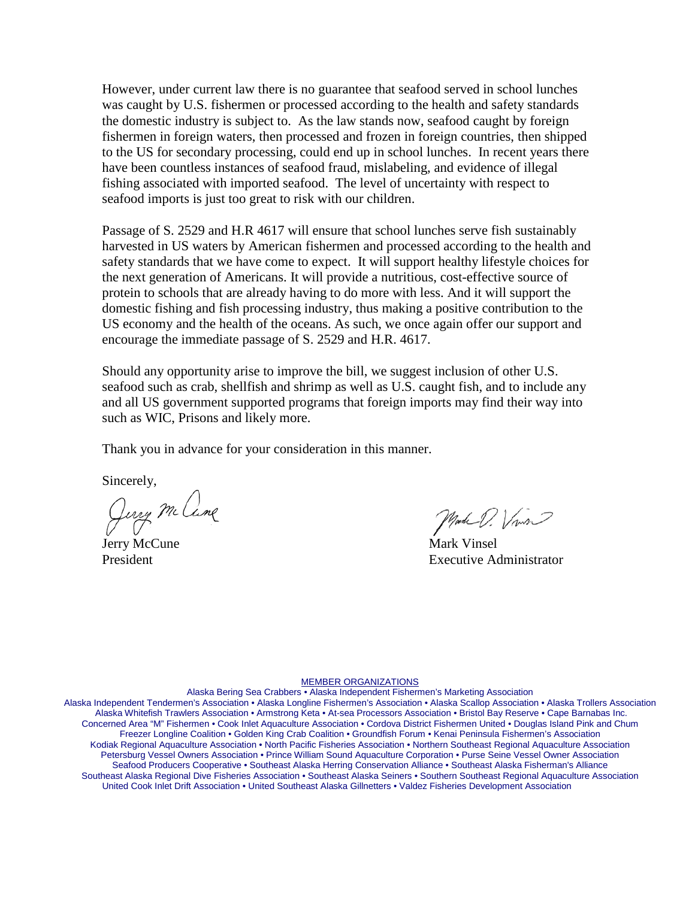However, under current law there is no guarantee that seafood served in school lunches was caught by U.S. fishermen or processed according to the health and safety standards the domestic industry is subject to. As the law stands now, seafood caught by foreign fishermen in foreign waters, then processed and frozen in foreign countries, then shipped to the US for secondary processing, could end up in school lunches. In recent years there have been countless instances of seafood fraud, mislabeling, and evidence of illegal fishing associated with imported seafood. The level of uncertainty with respect to seafood imports is just too great to risk with our children.

Passage of S. 2529 and H.R 4617 will ensure that school lunches serve fish sustainably harvested in US waters by American fishermen and processed according to the health and safety standards that we have come to expect. It will support healthy lifestyle choices for the next generation of Americans. It will provide a nutritious, cost-effective source of protein to schools that are already having to do more with less. And it will support the domestic fishing and fish processing industry, thus making a positive contribution to the US economy and the health of the oceans. As such, we once again offer our support and encourage the immediate passage of S. 2529 and H.R. 4617.

Should any opportunity arise to improve the bill, we suggest inclusion of other U.S. seafood such as crab, shellfish and shrimp as well as U.S. caught fish, and to include any and all US government supported programs that foreign imports may find their way into such as WIC, Prisons and likely more.

Thank you in advance for your consideration in this manner.

Sincerely,

Jerry McCune
President

Mark Vinsel
Executive Administrator

MEMBER ORGANIZATIONS

Alaska Bering Sea Crabbers • Alaska Independent Fishermen's Marketing Association
Alaska Independent Tendermen's Association • Alaska Longline Fishermen's Association • Alaska Scallop Association • Alaska Trollers Association
Alaska Whitefish Trawlers Association • Armstrong Keta • At-sea Processors Association • Bristol Bay Reserve • Cape Barnabas Inc.
Concerned Area "M" Fishermen • Cook Inlet Aquaculture Association • Cordova District Fishermen United • Douglas Island Pink and Chum
Freezer Longline Coalition • Golden King Crab Coalition • Groundfish Forum • Kenai Peninsula Fishermen's Association
Kodiak Regional Aquaculture Association • North Pacific Fisheries Association • Northern Southeast Regional Aquaculture Association
Petersburg Vessel Owners Association • Prince William Sound Aquaculture Corporation • Purse Seine Vessel Owner Association
Seafood Producers Cooperative • Southeast Alaska Herring Conservation Alliance • Southeast Alaska Fisherman's Alliance
Southeast Alaska Regional Dive Fisheries Association • Southeast Alaska Seiners • Southern Southeast Regional Aquaculture Association
United Cook Inlet Drift Association • United Southeast Alaska Gillnetters • Valdez Fisheries Development Association